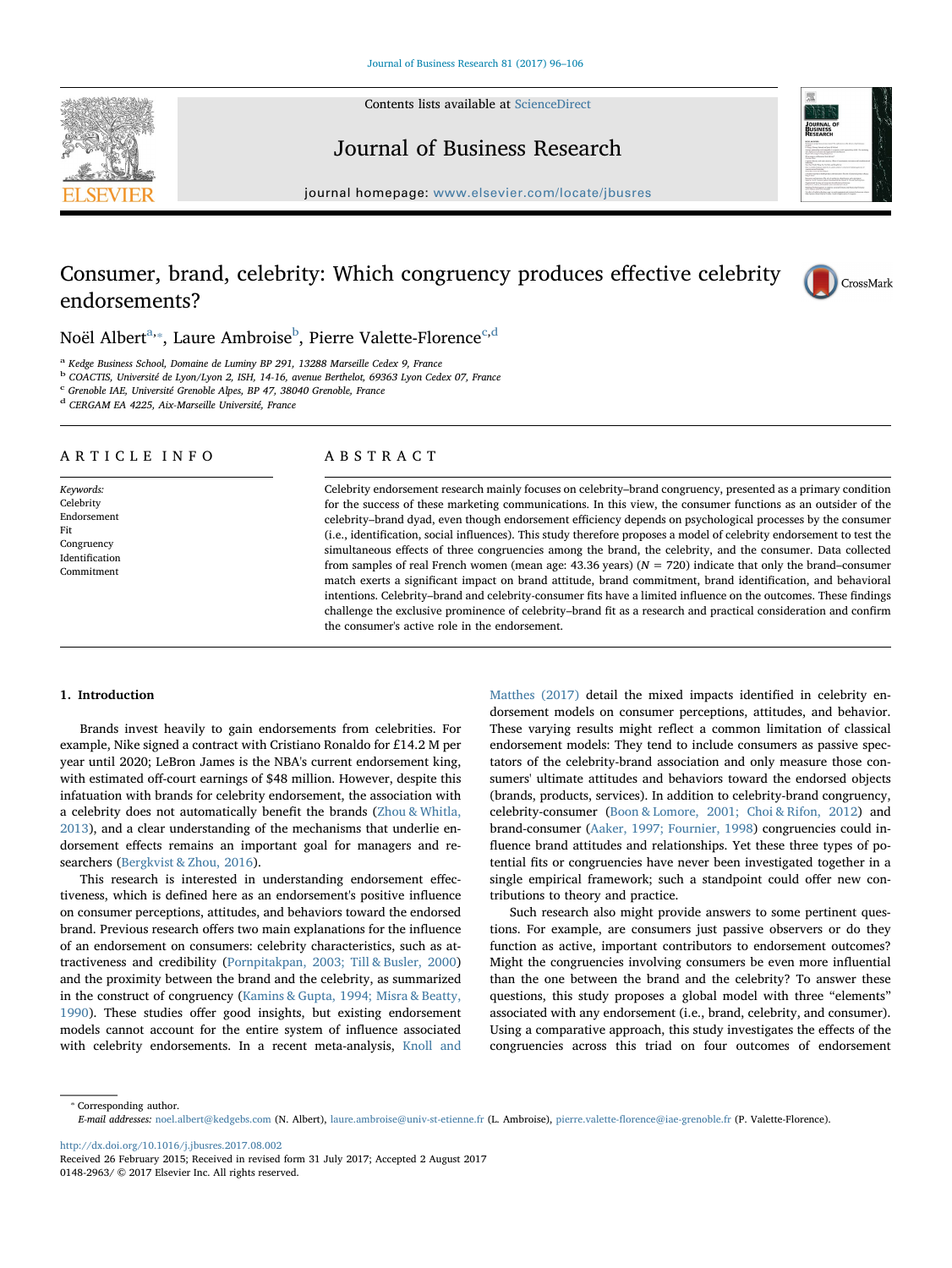# Consumer, brand, celebrity: Which congruency produces effective celebrity endorsements?

Noël Albert[a,*], Laure Ambroise[b], Pierre Valette-Florence[c,d]

[a] Kedge Business School, Domaine de Luminy BP 291, 13288 Marseille Cedex 9, France
[b] COACTIS, Université de Lyon/Lyon 2, ISH, 14-16, avenue Berthelot, 69363 Lyon Cedex 07, France
[c] Grenoble IAE, Université Grenoble Alpes, BP 47, 38040 Grenoble, France
[d] CERGAM EA 4225, Aix-Marseille Université, France

## ARTICLE INFO

*Keywords:*
Celebrity
Endorsement
Fit
Congruency
Identification
Commitment

## ABSTRACT

Celebrity endorsement research mainly focuses on celebrity–brand congruency, presented as a primary condition for the success of these marketing communications. In this view, the consumer functions as an outsider of the celebrity–brand dyad, even though endorsement efficiency depends on psychological processes by the consumer (i.e., identification, social influences). This study therefore proposes a model of celebrity endorsement to test the simultaneous effects of three congruencies among the brand, the celebrity, and the consumer. Data collected from samples of real French women (mean age: 43.36 years) ($N = 720$) indicate that only the brand–consumer match exerts a significant impact on brand attitude, brand commitment, brand identification, and behavioral intentions. Celebrity–brand and celebrity-consumer fits have a limited influence on the outcomes. These findings challenge the exclusive prominence of celebrity–brand fit as a research and practical consideration and confirm the consumer's active role in the endorsement.

## 1. Introduction

Brands invest heavily to gain endorsements from celebrities. For example, Nike signed a contract with Cristiano Ronaldo for £14.2 M per year until 2020; LeBron James is the NBA's current endorsement king, with estimated off-court earnings of $48 million. However, despite this infatuation with brands for celebrity endorsement, the association with a celebrity does not automatically benefit the brands (Zhou & Whitla, 2013), and a clear understanding of the mechanisms that underlie endorsement effects remains an important goal for managers and researchers (Bergkvist & Zhou, 2016).

This research is interested in understanding endorsement effectiveness, which is defined here as an endorsement's positive influence on consumer perceptions, attitudes, and behaviors toward the endorsed brand. Previous research offers two main explanations for the influence of an endorsement on consumers: celebrity characteristics, such as attractiveness and credibility (Pornpitakpan, 2003; Till & Busler, 2000) and the proximity between the brand and the celebrity, as summarized in the construct of congruency (Kamins & Gupta, 1994; Misra & Beatty, 1990). These studies offer good insights, but existing endorsement models cannot account for the entire system of influence associated with celebrity endorsements. In a recent meta-analysis, Knoll and Matthes (2017) detail the mixed impacts identified in celebrity endorsement models on consumer perceptions, attitudes, and behavior. These varying results might reflect a common limitation of classical endorsement models: They tend to include consumers as passive spectators of the celebrity-brand association and only measure those consumers' ultimate attitudes and behaviors toward the endorsed objects (brands, products, services). In addition to celebrity-brand congruency, celebrity-consumer (Boon & Lomore, 2001; Choi & Rifon, 2012) and brand-consumer (Aaker, 1997; Fournier, 1998) congruencies could influence brand attitudes and relationships. Yet these three types of potential fits or congruencies have never been investigated together in a single empirical framework; such a standpoint could offer new contributions to theory and practice.

Such research also might provide answers to some pertinent questions. For example, are consumers just passive observers or do they function as active, important contributors to endorsement outcomes? Might the congruencies involving consumers be even more influential than the one between the brand and the celebrity? To answer these questions, this study proposes a global model with three "elements" associated with any endorsement (i.e., brand, celebrity, and consumer). Using a comparative approach, this study investigates the effects of the congruencies across this triad on four outcomes of endorsement

---

* Corresponding author.
*E-mail addresses:* noel.albert@kedgebs.com (N. Albert), laure.ambroise@univ-st-etienne.fr (L. Ambroise), pierre.valette-florence@iae-grenoble.fr (P. Valette-Florence).

http://dx.doi.org/10.1016/j.jbusres.2017.08.002
Received 26 February 2015; Received in revised form 31 July 2017; Accepted 2 August 2017
0148-2963/ © 2017 Elsevier Inc. All rights reserved.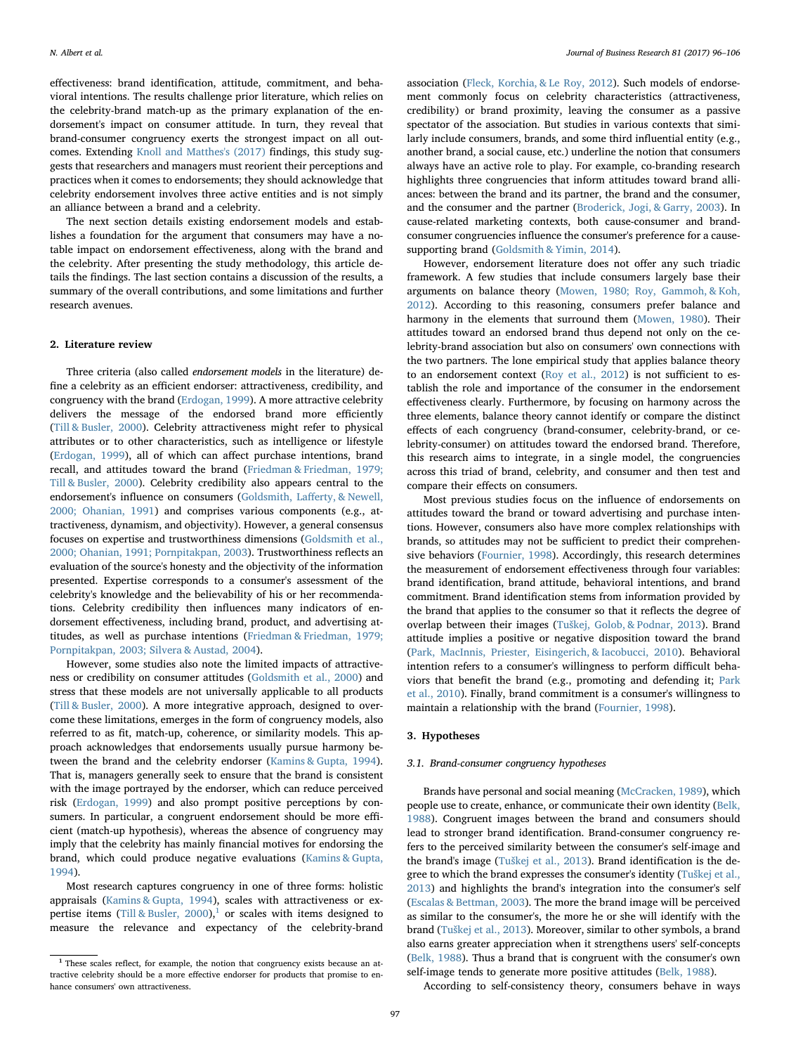effectiveness: brand identification, attitude, commitment, and behavioral intentions. The results challenge prior literature, which relies on the celebrity-brand match-up as the primary explanation of the endorsement's impact on consumer attitude. In turn, they reveal that brand-consumer congruency exerts the strongest impact on all outcomes. Extending Knoll and Matthes's (2017) findings, this study suggests that researchers and managers must reorient their perceptions and practices when it comes to endorsements; they should acknowledge that celebrity endorsement involves three active entities and is not simply an alliance between a brand and a celebrity.

The next section details existing endorsement models and establishes a foundation for the argument that consumers may have a notable impact on endorsement effectiveness, along with the brand and the celebrity. After presenting the study methodology, this article details the findings. The last section contains a discussion of the results, a summary of the overall contributions, and some limitations and further research avenues.

## 2. Literature review

Three criteria (also called *endorsement models* in the literature) define a celebrity as an efficient endorser: attractiveness, credibility, and congruency with the brand (Erdogan, 1999). A more attractive celebrity delivers the message of the endorsed brand more efficiently (Till & Busler, 2000). Celebrity attractiveness might refer to physical attributes or to other characteristics, such as intelligence or lifestyle (Erdogan, 1999), all of which can affect purchase intentions, brand recall, and attitudes toward the brand (Friedman & Friedman, 1979; Till & Busler, 2000). Celebrity credibility also appears central to the endorsement's influence on consumers (Goldsmith, Lafferty, & Newell, 2000; Ohanian, 1991) and comprises various components (e.g., attractiveness, dynamism, and objectivity). However, a general consensus focuses on expertise and trustworthiness dimensions (Goldsmith et al., 2000; Ohanian, 1991; Pornpitakpan, 2003). Trustworthiness reflects an evaluation of the source's honesty and the objectivity of the information presented. Expertise corresponds to a consumer's assessment of the celebrity's knowledge and the believability of his or her recommendations. Celebrity credibility then influences many indicators of endorsement effectiveness, including brand, product, and advertising attitudes, as well as purchase intentions (Friedman & Friedman, 1979; Pornpitakpan, 2003; Silvera & Austad, 2004).

However, some studies also note the limited impacts of attractiveness or credibility on consumer attitudes (Goldsmith et al., 2000) and stress that these models are not universally applicable to all products (Till & Busler, 2000). A more integrative approach, designed to overcome these limitations, emerges in the form of congruency models, also referred to as fit, match-up, coherence, or similarity models. This approach acknowledges that endorsements usually pursue harmony between the brand and the celebrity endorser (Kamins & Gupta, 1994). That is, managers generally seek to ensure that the brand is consistent with the image portrayed by the endorser, which can reduce perceived risk (Erdogan, 1999) and also prompt positive perceptions by consumers. In particular, a congruent endorsement should be more efficient (match-up hypothesis), whereas the absence of congruency may imply that the celebrity has mainly financial motives for endorsing the brand, which could produce negative evaluations (Kamins & Gupta, 1994).

Most research captures congruency in one of three forms: holistic appraisals (Kamins & Gupta, 1994), scales with attractiveness or expertise items (Till & Busler, 2000),[1] or scales with items designed to measure the relevance and expectancy of the celebrity-brand association (Fleck, Korchia, & Le Roy, 2012). Such models of endorsement commonly focus on celebrity characteristics (attractiveness, credibility) or brand proximity, leaving the consumer as a passive spectator of the association. But studies in various contexts that similarly include consumers, brands, and some third influential entity (e.g., another brand, a social cause, etc.) underline the notion that consumers always have an active role to play. For example, co-branding research highlights three congruencies that inform attitudes toward brand alliances: between the brand and its partner, the brand and the consumer, and the consumer and the partner (Broderick, Jogi, & Garry, 2003). In cause-related marketing contexts, both cause-consumer and brand-consumer congruencies influence the consumer's preference for a cause-supporting brand (Goldsmith & Yimin, 2014).

However, endorsement literature does not offer any such triadic framework. A few studies that include consumers largely base their arguments on balance theory (Mowen, 1980; Roy, Gammoh, & Koh, 2012). According to this reasoning, consumers prefer balance and harmony in the elements that surround them (Mowen, 1980). Their attitudes toward an endorsed brand thus depend not only on the celebrity-brand association but also on consumers' own connections with the two partners. The lone empirical study that applies balance theory to an endorsement context (Roy et al., 2012) is not sufficient to establish the role and importance of the consumer in the endorsement effectiveness clearly. Furthermore, by focusing on harmony across the three elements, balance theory cannot identify or compare the distinct effects of each congruency (brand-consumer, celebrity-brand, or celebrity-consumer) on attitudes toward the endorsed brand. Therefore, this research aims to integrate, in a single model, the congruencies across this triad of brand, celebrity, and consumer and then test and compare their effects on consumers.

Most previous studies focus on the influence of endorsements on attitudes toward the brand or toward advertising and purchase intentions. However, consumers also have more complex relationships with brands, so attitudes may not be sufficient to predict their comprehensive behaviors (Fournier, 1998). Accordingly, this research determines the measurement of endorsement effectiveness through four variables: brand identification, brand attitude, behavioral intentions, and brand commitment. Brand identification stems from information provided by the brand that applies to the consumer so that it reflects the degree of overlap between their images (Tuškej, Golob, & Podnar, 2013). Brand attitude implies a positive or negative disposition toward the brand (Park, MacInnis, Priester, Eisingerich, & Iacobucci, 2010). Behavioral intention refers to a consumer's willingness to perform difficult behaviors that benefit the brand (e.g., promoting and defending it; Park et al., 2010). Finally, brand commitment is a consumer's willingness to maintain a relationship with the brand (Fournier, 1998).

## 3. Hypotheses

### 3.1. Brand-consumer congruency hypotheses

Brands have personal and social meaning (McCracken, 1989), which people use to create, enhance, or communicate their own identity (Belk, 1988). Congruent images between the brand and consumers should lead to stronger brand identification. Brand-consumer congruency refers to the perceived similarity between the consumer's self-image and the brand's image (Tuškej et al., 2013). Brand identification is the degree to which the brand expresses the consumer's identity (Tuškej et al., 2013) and highlights the brand's integration into the consumer's self (Escalas & Bettman, 2003). The more the brand image will be perceived as similar to the consumer's, the more he or she will identify with the brand (Tuškej et al., 2013). Moreover, similar to other symbols, a brand also earns greater appreciation when it strengthens users' self-concepts (Belk, 1988). Thus a brand that is congruent with the consumer's own self-image tends to generate more positive attitudes (Belk, 1988).

According to self-consistency theory, consumers behave in ways

[1] These scales reflect, for example, the notion that congruency exists because an attractive celebrity should be a more effective endorser for products that promise to enhance consumers' own attractiveness.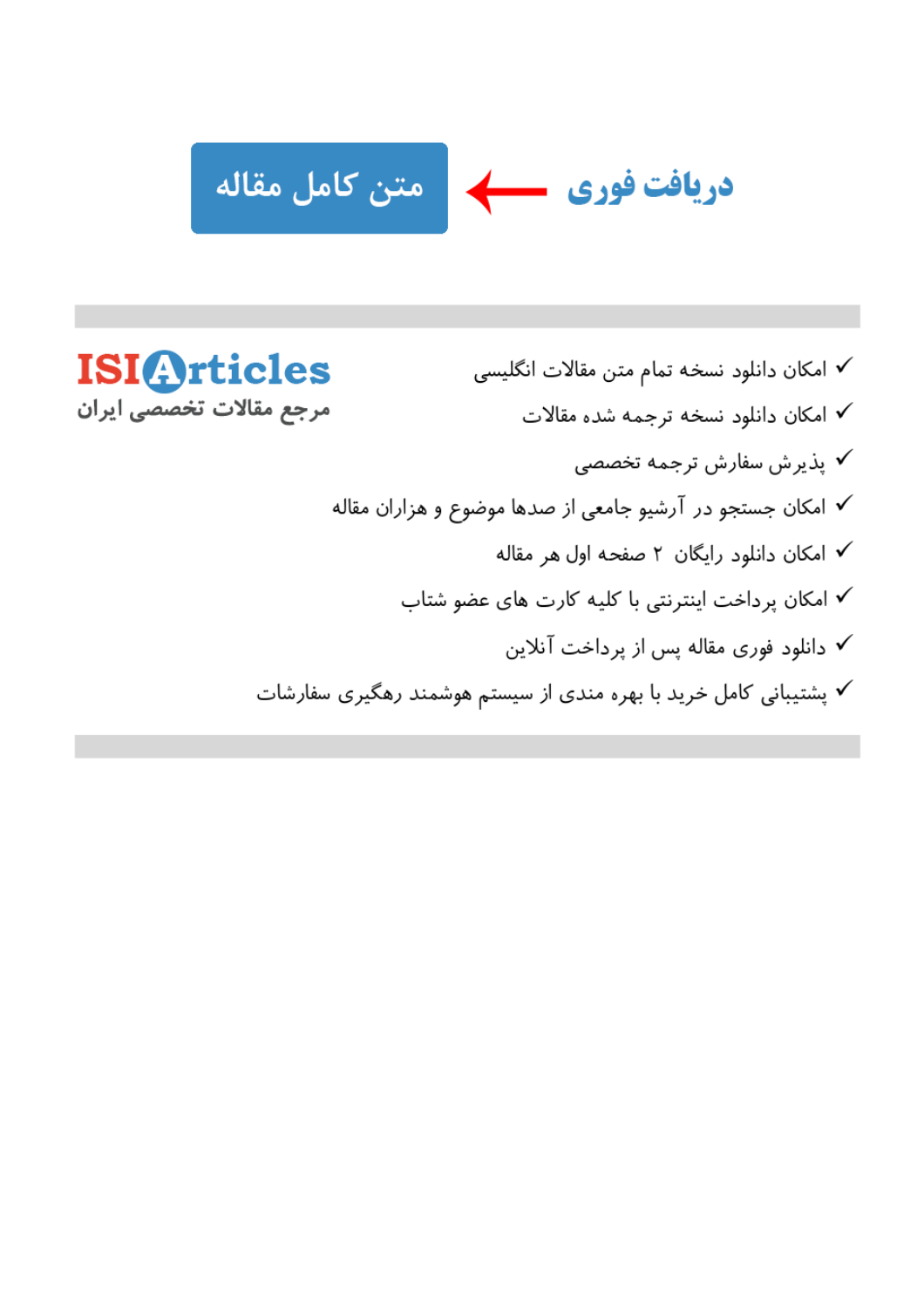دریافت فوری ← متن کامل مقاله

**ISIArticles**
مرجع مقالات تخصصی ایران

- ✓ امکان دانلود نسخه تمام متن مقالات انگلیسی
- ✓ امکان دانلود نسخه ترجمه شده مقالات
- ✓ پذیرش سفارش ترجمه تخصصی
- ✓ امکان جستجو در آرشیو جامعی از صدها موضوع و هزاران مقاله
- ✓ امکان دانلود رایگان ۲ صفحه اول هر مقاله
- ✓ امکان پرداخت اینترنتی با کلیه کارت های عضو شتاب
- ✓ دانلود فوری مقاله پس از پرداخت آنلاین
- ✓ پشتیبانی کامل خرید با بهره مندی از سیستم هوشمند رهگیری سفارشات